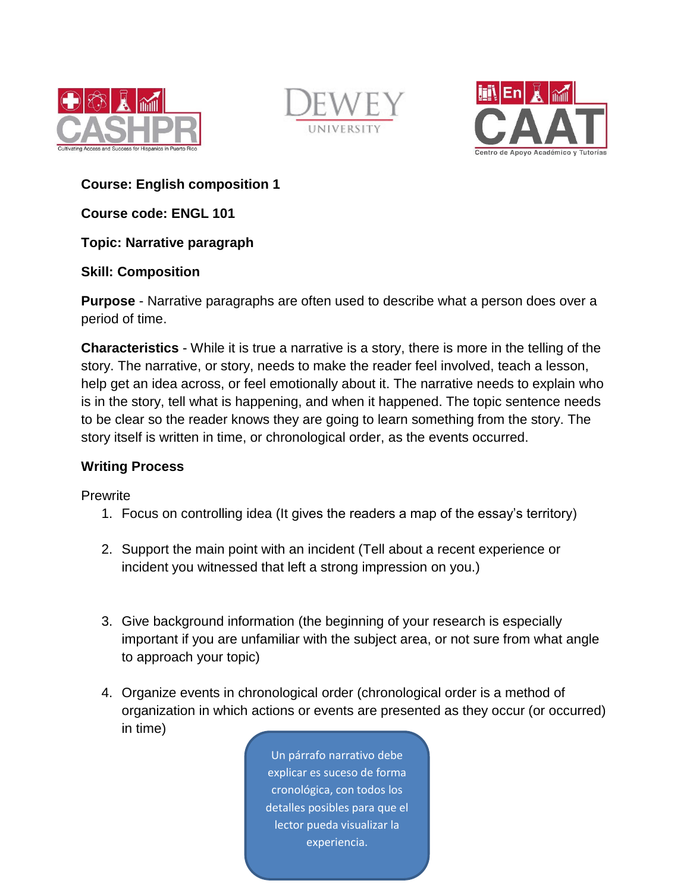**Course: English composition 1**

**Course code: ENGL 101**

**Topic: Narrative paragraph**

**Skill: Composition**

**Purpose** - Narrative paragraphs are often used to describe what a person does over a period of time.

**Characteristics** - While it is true a narrative is a story, there is more in the telling of the story. The narrative, or story, needs to make the reader feel involved, teach a lesson, help get an idea across, or feel emotionally about it. The narrative needs to explain who is in the story, tell what is happening, and when it happened. The topic sentence needs to be clear so the reader knows they are going to learn something from the story. The story itself is written in time, or chronological order, as the events occurred.

**Writing Process**

Prewrite

1. Focus on controlling idea (It gives the readers a map of the essay's territory)
2. Support the main point with an incident (Tell about a recent experience or incident you witnessed that left a strong impression on you.)
3. Give background information (the beginning of your research is especially important if you are unfamiliar with the subject area, or not sure from what angle to approach your topic)
4. Organize events in chronological order (chronological order is a method of organization in which actions or events are presented as they occur (or occurred) in time)

Un párrafo narrativo debe explicar es suceso de forma cronológica, con todos los detalles posibles para que el lector pueda visualizar la experiencia.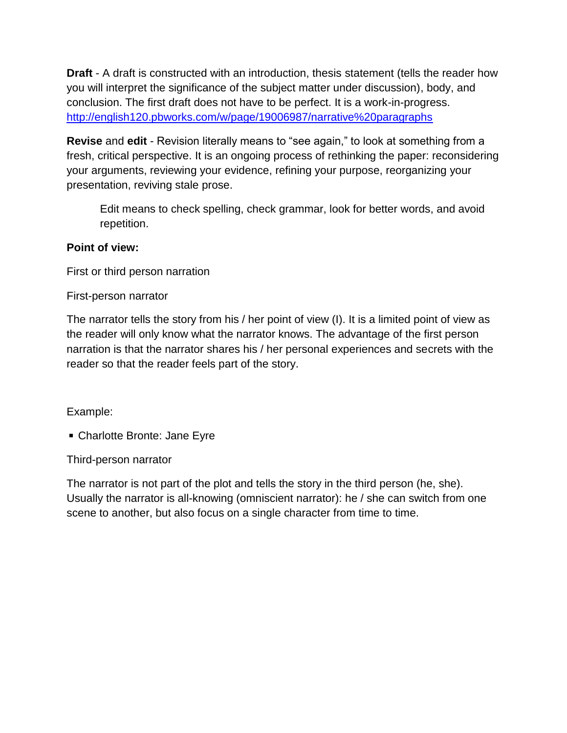**Draft** - A draft is constructed with an introduction, thesis statement (tells the reader how you will interpret the significance of the subject matter under discussion), body, and conclusion. The first draft does not have to be perfect. It is a work-in-progress. [http://english120.pbworks.com/w/page/19006987/narrative%20paragraphs](http://english120.pbworks.com/w/page/19006987/narrative%20paragraphs)

**Revise** and **edit** - Revision literally means to "see again," to look at something from a fresh, critical perspective. It is an ongoing process of rethinking the paper: reconsidering your arguments, reviewing your evidence, refining your purpose, reorganizing your presentation, reviving stale prose.

> Edit means to check spelling, check grammar, look for better words, and avoid repetition.

**Point of view:**

First or third person narration

First-person narrator

The narrator tells the story from his / her point of view (I). It is a limited point of view as the reader will only know what the narrator knows. The advantage of the first person narration is that the narrator shares his / her personal experiences and secrets with the reader so that the reader feels part of the story.

Example:

- Charlotte Bronte: Jane Eyre

Third-person narrator

The narrator is not part of the plot and tells the story in the third person (he, she). Usually the narrator is all-knowing (omniscient narrator): he / she can switch from one scene to another, but also focus on a single character from time to time.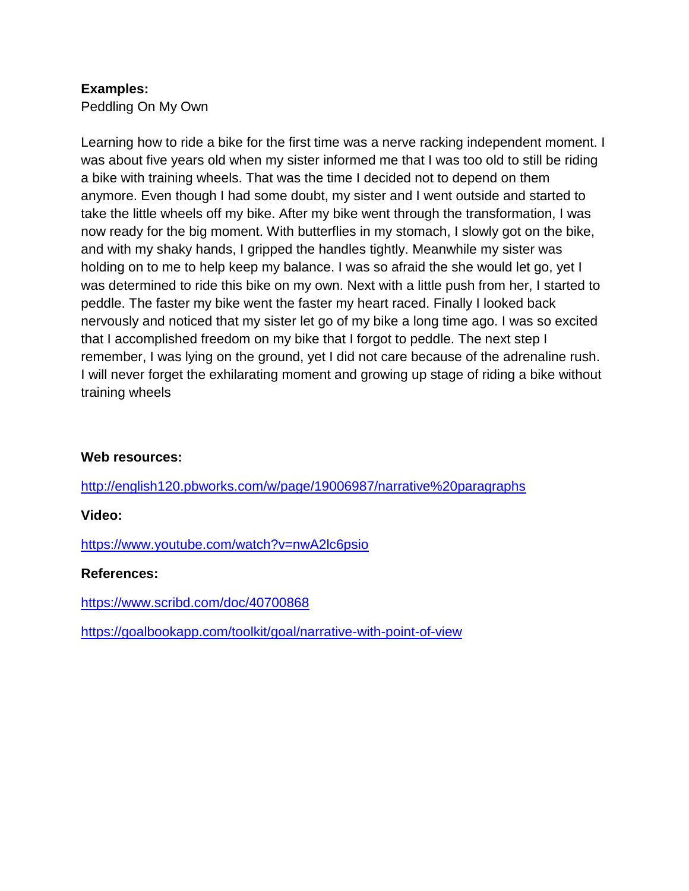**Examples:**

Peddling On My Own

Learning how to ride a bike for the first time was a nerve racking independent moment. I was about five years old when my sister informed me that I was too old to still be riding a bike with training wheels. That was the time I decided not to depend on them anymore. Even though I had some doubt, my sister and I went outside and started to take the little wheels off my bike. After my bike went through the transformation, I was now ready for the big moment. With butterflies in my stomach, I slowly got on the bike, and with my shaky hands, I gripped the handles tightly. Meanwhile my sister was holding on to me to help keep my balance. I was so afraid the she would let go, yet I was determined to ride this bike on my own. Next with a little push from her, I started to peddle. The faster my bike went the faster my heart raced. Finally I looked back nervously and noticed that my sister let go of my bike a long time ago. I was so excited that I accomplished freedom on my bike that I forgot to peddle. The next step I remember, I was lying on the ground, yet I did not care because of the adrenaline rush. I will never forget the exhilarating moment and growing up stage of riding a bike without training wheels

**Web resources:**

http://english120.pbworks.com/w/page/19006987/narrative%20paragraphs

**Video:**

https://www.youtube.com/watch?v=nwA2lc6psio

**References:**

https://www.scribd.com/doc/40700868

https://goalbookapp.com/toolkit/goal/narrative-with-point-of-view